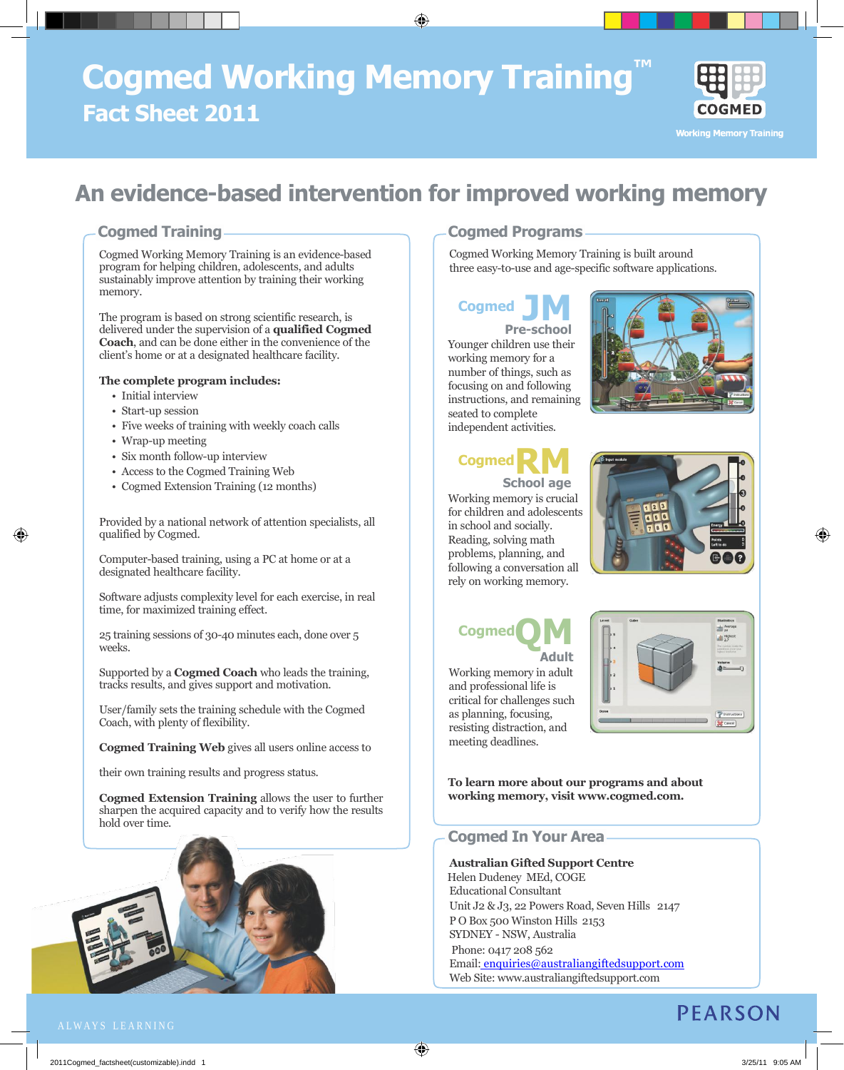# Cogmed Working Memory Training™

## Fact Sheet 2011

COGMED
Working Memory Training

## An evidence-based intervention for improved working memory

### Cogmed Training

Cogmed Working Memory Training is an evidence-based program for helping children, adolescents, and adults sustainably improve attention by training their working memory.

The program is based on strong scientific research, is delivered under the supervision of a **qualified Cogmed Coach**, and can be done either in the convenience of the client's home or at a designated healthcare facility.

**The complete program includes:**

- Initial interview
- Start-up session
- Five weeks of training with weekly coach calls
- Wrap-up meeting
- Six month follow-up interview
- Access to the Cogmed Training Web
- Cogmed Extension Training (12 months)

Provided by a national network of attention specialists, all qualified by Cogmed.

Computer-based training, using a PC at home or at a designated healthcare facility.

Software adjusts complexity level for each exercise, in real time, for maximized training effect.

25 training sessions of 30-40 minutes each, done over 5 weeks.

Supported by a **Cogmed Coach** who leads the training, tracks results, and gives support and motivation.

User/family sets the training schedule with the Cogmed Coach, with plenty of flexibility.

**Cogmed Training Web** gives all users online access to their own training results and progress status.

**Cogmed Extension Training** allows the user to further sharpen the acquired capacity and to verify how the results hold over time.

### Cogmed Programs

Cogmed Working Memory Training is built around three easy-to-use and age-specific software applications.

#### Cogmed JM – Pre-school

Younger children use their working memory for a number of things, such as focusing on and following instructions, and remaining seated to complete independent activities.

#### Cogmed RM – School age

Working memory is crucial for children and adolescents in school and socially. Reading, solving math problems, planning, and following a conversation all rely on working memory.

#### Cogmed QM – Adult

Working memory in adult and professional life is critical for challenges such as planning, focusing, resisting distraction, and meeting deadlines.

**To learn more about our programs and about working memory, visit www.cogmed.com.**

### Cogmed In Your Area

**Australian Gifted Support Centre**
Helen Dudeney MEd, COGE
Educational Consultant
Unit J2 & J3, 22 Powers Road, Seven Hills 2147
P O Box 500 Winston Hills 2153
SYDNEY - NSW, Australia
Phone: 0417 208 562
Email: enquiries@australiangiftedsupport.com
Web Site: www.australiangiftedsupport.com

ALWAYS LEARNING

PEARSON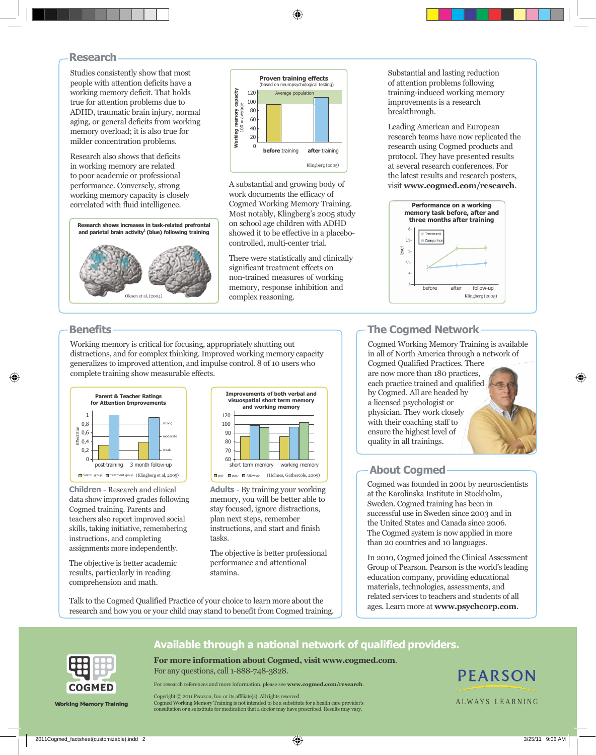## Research

Studies consistently show that most people with attention deficits have a working memory deficit. That holds true for attention problems due to ADHD, traumatic brain injury, normal aging, or general deficits from working memory overload; it is also true for milder concentration problems.

Research also shows that deficits in working memory are related to poor academic or professional performance. Conversely, strong working memory capacity is closely correlated with fluid intelligence.

Research shows increases in task-related prefrontal and parietal brain activity[1] (blue) following training

Olesen et al, (2004)

Proven training effects
(based on neuropsychological testing)

Working memory capacity
100 = average

120
100
80
60
40
20
0

Average population

before training
after training

Klingberg (2005)

A substantial and growing body of work documents the efficacy of Cogmed Working Memory Training. Most notably, Klingberg's 2005 study on school age children with ADHD showed it to be effective in a placebo-controlled, multi-center trial.

There were statistically and clinically significant treatment effects on non-trained measures of working memory, response inhibition and complex reasoning.

Substantial and lasting reduction of attention problems following training-induced working memory improvements is a research breakthrough.

Leading American and European research teams have now replicated the research using Cogmed products and protocol. They have presented results at several research conferences. For the latest results and research posters, visit **www.cogmed.com/research**.

Performance on a working memory task before, after and three months after training

Treatment
Comparison

level

6-
5,5-
5-
4,5-
4-
3-

before
after
follow-up

Klingberg (2005)

## Benefits

Working memory is critical for focusing, appropriately shutting out distractions, and for complex thinking. Improved working memory capacity generalizes to improved attention, and impulse control. 8 of 10 users who complete training show measurable effects.

Parent & Teacher Ratings
for Attention Improvements

Effect Size

1
0,8
0,6
0,4
0,2
0

strong
moderate
weak

post-training
3 month follow-up

control group
treatment group
(Klingberg et al, 2005)

**Children** - Research and clinical data show improved grades following Cogmed training. Parents and teachers also report improved social skills, taking initiative, remembering instructions, and completing assignments more independently.

The objective is better academic results, particularly in reading comprehension and math.

Improvements of both verbal and visuospatial short term memory and working memory

120
100
90
80
70
60

short term memory
working memory

pre-
post-
follow-up
(Holmes, Gathercole, 2009)

**Adults** - By training your working memory, you will be better able to stay focused, ignore distractions, plan next steps, remember instructions, and start and finish tasks.

The objective is better professional performance and attentional stamina.

Talk to the Cogmed Qualified Practice of your choice to learn more about the research and how you or your child may stand to benefit from Cogmed training.

## The Cogmed Network

Cogmed Working Memory Training is available in all of North America through a network of Cogmed Qualified Practices. There are now more than 180 practices, each practice trained and qualified by Cogmed. All are headed by a licensed psychologist or physician. They work closely with their coaching staff to ensure the highest level of quality in all trainings.

## About Cogmed

Cogmed was founded in 2001 by neuroscientists at the Karolinska Institute in Stockholm, Sweden. Cogmed training has been in successful use in Sweden since 2003 and in the United States and Canada since 2006. The Cogmed system is now applied in more than 20 countries and 10 languages.

In 2010, Cogmed joined the Clinical Assessment Group of Pearson. Pearson is the world's leading education company, providing educational materials, technologies, assessments, and related services to teachers and students of all ages. Learn more at **www.psychcorp.com**.

## Available through a national network of qualified providers.

**For more information about Cogmed, visit www.cogmed.com.**
For any questions, call 1-888-748-3828.

For research references and more information, please see **www.cogmed.com/research**.

Copyright © 2011 Pearson, Inc. or its affiliate(s). All rights reserved.
Cogmed Working Memory Training is not intended to be a substitute for a health care provider's consultation or a substitute for medication that a doctor may have prescribed. Results may vary.

COGMED
Working Memory Training

PEARSON
ALWAYS LEARNING